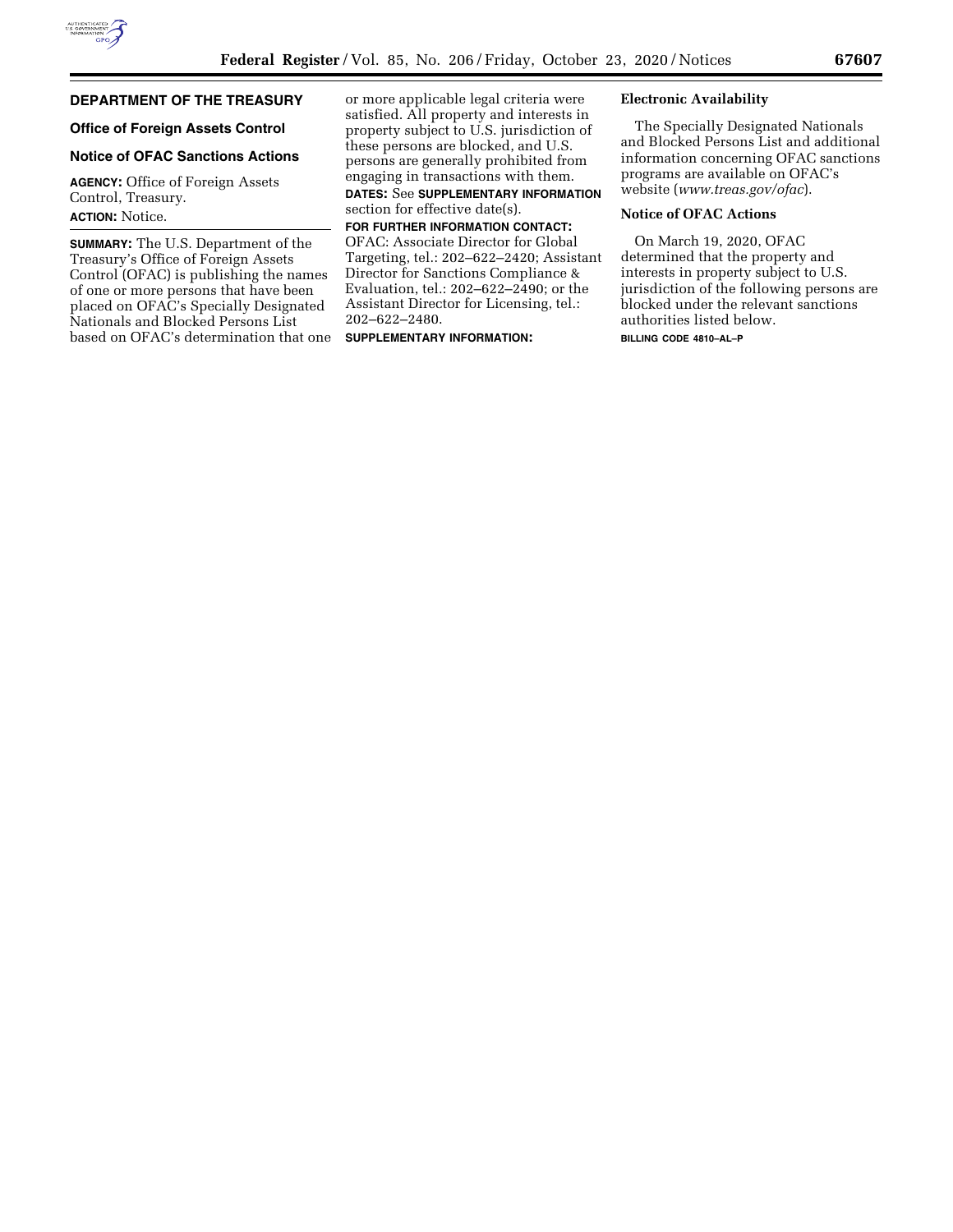## DEPARTMENT OF THE TREASURY

### Office of Foreign Assets Control

### Notice of OFAC Sanctions Actions

**AGENCY:** Office of Foreign Assets Control, Treasury.

**ACTION:** Notice.

**SUMMARY:** The U.S. Department of the Treasury's Office of Foreign Assets Control (OFAC) is publishing the names of one or more persons that have been placed on OFAC's Specially Designated Nationals and Blocked Persons List based on OFAC's determination that one or more applicable legal criteria were satisfied. All property and interests in property subject to U.S. jurisdiction of these persons are blocked, and U.S. persons are generally prohibited from engaging in transactions with them.

**DATES:** See **SUPPLEMENTARY INFORMATION** section for effective date(s).

**FOR FURTHER INFORMATION CONTACT:** OFAC: Associate Director for Global Targeting, tel.: 202–622–2420; Assistant Director for Sanctions Compliance & Evaluation, tel.: 202–622–2490; or the Assistant Director for Licensing, tel.: 202–622–2480.

**SUPPLEMENTARY INFORMATION:**

**Electronic Availability**

The Specially Designated Nationals and Blocked Persons List and additional information concerning OFAC sanctions programs are available on OFAC's website (*www.treas.gov/ofac*).

**Notice of OFAC Actions**

On March 19, 2020, OFAC determined that the property and interests in property subject to U.S. jurisdiction of the following persons are blocked under the relevant sanctions authorities listed below.

BILLING CODE 4810–AL–P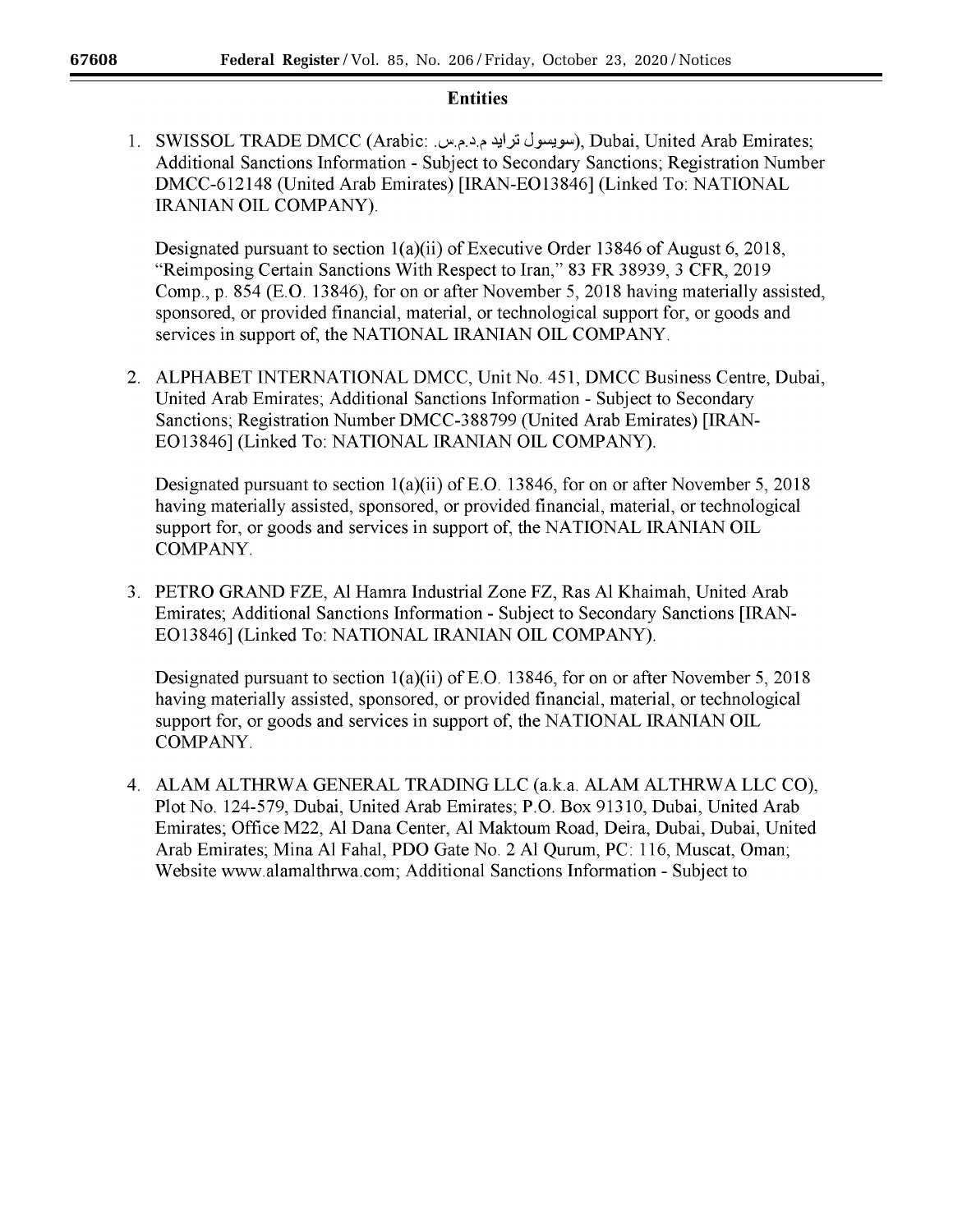## Entities

1. SWISSOL TRADE DMCC (Arabic: سويسول ترايد م.د.م.س.), Dubai, United Arab Emirates; Additional Sanctions Information - Subject to Secondary Sanctions; Registration Number DMCC-612148 (United Arab Emirates) [IRAN-EO13846] (Linked To: NATIONAL IRANIAN OIL COMPANY).

   Designated pursuant to section 1(a)(ii) of Executive Order 13846 of August 6, 2018, "Reimposing Certain Sanctions With Respect to Iran," 83 FR 38939, 3 CFR, 2019 Comp., p. 854 (E.O. 13846), for on or after November 5, 2018 having materially assisted, sponsored, or provided financial, material, or technological support for, or goods and services in support of, the NATIONAL IRANIAN OIL COMPANY.

2. ALPHABET INTERNATIONAL DMCC, Unit No. 451, DMCC Business Centre, Dubai, United Arab Emirates; Additional Sanctions Information - Subject to Secondary Sanctions; Registration Number DMCC-388799 (United Arab Emirates) [IRAN-EO13846] (Linked To: NATIONAL IRANIAN OIL COMPANY).

   Designated pursuant to section 1(a)(ii) of E.O. 13846, for on or after November 5, 2018 having materially assisted, sponsored, or provided financial, material, or technological support for, or goods and services in support of, the NATIONAL IRANIAN OIL COMPANY.

3. PETRO GRAND FZE, Al Hamra Industrial Zone FZ, Ras Al Khaimah, United Arab Emirates; Additional Sanctions Information - Subject to Secondary Sanctions [IRAN-EO13846] (Linked To: NATIONAL IRANIAN OIL COMPANY).

   Designated pursuant to section 1(a)(ii) of E.O. 13846, for on or after November 5, 2018 having materially assisted, sponsored, or provided financial, material, or technological support for, or goods and services in support of, the NATIONAL IRANIAN OIL COMPANY.

4. ALAM ALTHRWA GENERAL TRADING LLC (a.k.a. ALAM ALTHRWA LLC CO), Plot No. 124-579, Dubai, United Arab Emirates; P.O. Box 91310, Dubai, United Arab Emirates; Office M22, Al Dana Center, Al Maktoum Road, Deira, Dubai, Dubai, United Arab Emirates; Mina Al Fahal, PDO Gate No. 2 Al Qurum, PC: 116, Muscat, Oman; Website www.alamalthrwa.com; Additional Sanctions Information - Subject to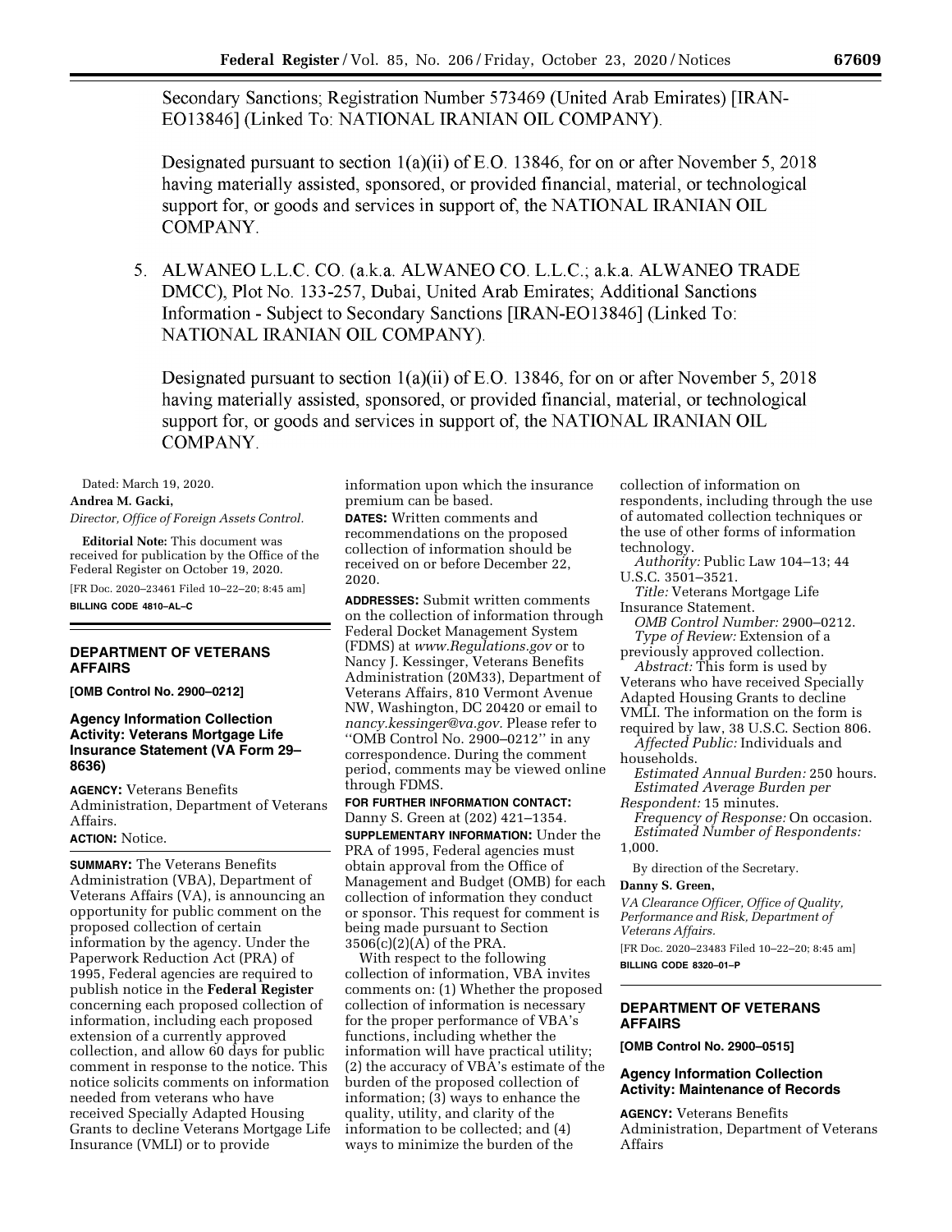Secondary Sanctions; Registration Number 573469 (United Arab Emirates) [IRAN-EO13846] (Linked To: NATIONAL IRANIAN OIL COMPANY).

Designated pursuant to section 1(a)(ii) of E.O. 13846, for on or after November 5, 2018 having materially assisted, sponsored, or provided financial, material, or technological support for, or goods and services in support of, the NATIONAL IRANIAN OIL COMPANY.

5. ALWANEO L.L.C. CO. (a.k.a. ALWANEO CO. L.L.C.; a.k.a. ALWANEO TRADE DMCC), Plot No. 133-257, Dubai, United Arab Emirates; Additional Sanctions Information - Subject to Secondary Sanctions [IRAN-EO13846] (Linked To: NATIONAL IRANIAN OIL COMPANY).

Designated pursuant to section 1(a)(ii) of E.O. 13846, for on or after November 5, 2018 having materially assisted, sponsored, or provided financial, material, or technological support for, or goods and services in support of, the NATIONAL IRANIAN OIL COMPANY.

Dated: March 19, 2020.

**Andrea M. Gacki,**

*Director, Office of Foreign Assets Control.*

**Editorial Note:** This document was received for publication by the Office of the Federal Register on October 19, 2020.

[FR Doc. 2020–23461 Filed 10–22–20; 8:45 am]

**BILLING CODE 4810–AL–C**

---

## DEPARTMENT OF VETERANS AFFAIRS

**[OMB Control No. 2900–0212]**

### Agency Information Collection Activity: Veterans Mortgage Life Insurance Statement (VA Form 29–8636)

**AGENCY:** Veterans Benefits Administration, Department of Veterans Affairs.

**ACTION:** Notice.

**SUMMARY:** The Veterans Benefits Administration (VBA), Department of Veterans Affairs (VA), is announcing an opportunity for public comment on the proposed collection of certain information by the agency. Under the Paperwork Reduction Act (PRA) of 1995, Federal agencies are required to publish notice in the **Federal Register** concerning each proposed collection of information, including each proposed extension of a currently approved collection, and allow 60 days for public comment in response to the notice. This notice solicits comments on information needed from veterans who have received Specially Adapted Housing Grants to decline Veterans Mortgage Life Insurance (VMLI) or to provide information upon which the insurance premium can be based.

**DATES:** Written comments and recommendations on the proposed collection of information should be received on or before December 22, 2020.

**ADDRESSES:** Submit written comments on the collection of information through Federal Docket Management System (FDMS) at *www.Regulations.gov* or to Nancy J. Kessinger, Veterans Benefits Administration (20M33), Department of Veterans Affairs, 810 Vermont Avenue NW, Washington, DC 20420 or email to *nancy.kessinger@va.gov.* Please refer to ''OMB Control No. 2900–0212'' in any correspondence. During the comment period, comments may be viewed online through FDMS.

**FOR FURTHER INFORMATION CONTACT:** Danny S. Green at (202) 421–1354.

**SUPPLEMENTARY INFORMATION:** Under the PRA of 1995, Federal agencies must obtain approval from the Office of Management and Budget (OMB) for each collection of information they conduct or sponsor. This request for comment is being made pursuant to Section 3506(c)(2)(A) of the PRA.

With respect to the following collection of information, VBA invites comments on: (1) Whether the proposed collection of information is necessary for the proper performance of VBA's functions, including whether the information will have practical utility; (2) the accuracy of VBA's estimate of the burden of the proposed collection of information; (3) ways to enhance the quality, utility, and clarity of the information to be collected; and (4) ways to minimize the burden of the collection of information on respondents, including through the use of automated collection techniques or the use of other forms of information technology.

*Authority:* Public Law 104–13; 44 U.S.C. 3501–3521.

*Title:* Veterans Mortgage Life Insurance Statement.

*OMB Control Number:* 2900–0212.

*Type of Review:* Extension of a previously approved collection.

*Abstract:* This form is used by Veterans who have received Specially Adapted Housing Grants to decline VMLI. The information on the form is required by law, 38 U.S.C. Section 806.

*Affected Public:* Individuals and households.

*Estimated Annual Burden:* 250 hours.

*Estimated Average Burden per Respondent:* 15 minutes.

*Frequency of Response:* On occasion.

*Estimated Number of Respondents:* 1,000.

By direction of the Secretary.

**Danny S. Green,**

*VA Clearance Officer, Office of Quality, Performance and Risk, Department of Veterans Affairs.*

[FR Doc. 2020–23483 Filed 10–22–20; 8:45 am]

**BILLING CODE 8320–01–P**

---

## DEPARTMENT OF VETERANS AFFAIRS

**[OMB Control No. 2900–0515]**

### Agency Information Collection Activity: Maintenance of Records

**AGENCY:** Veterans Benefits Administration, Department of Veterans Affairs